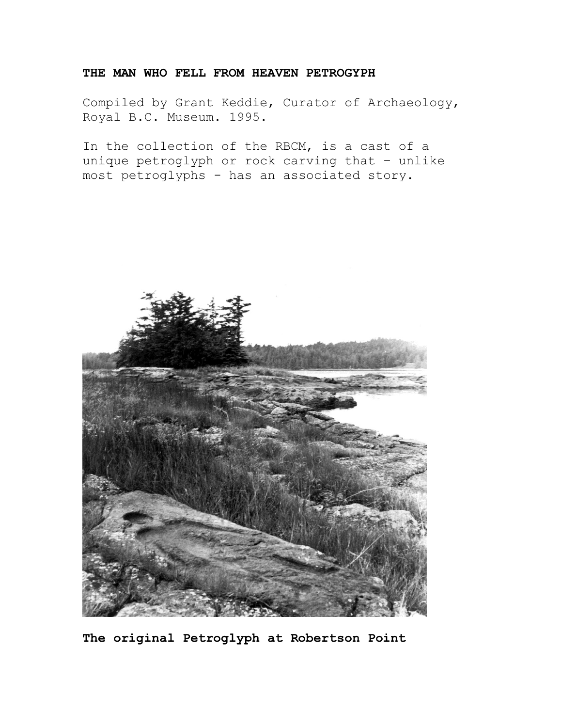**THE MAN WHO FELL FROM HEAVEN PETROGYPH**

Compiled by Grant Keddie, Curator of Archaeology, Royal B.C. Museum. 1995.

In the collection of the RBCM, is a cast of a unique petroglyph or rock carving that – unlike most petroglyphs - has an associated story.

**The original Petroglyph at Robertson Point**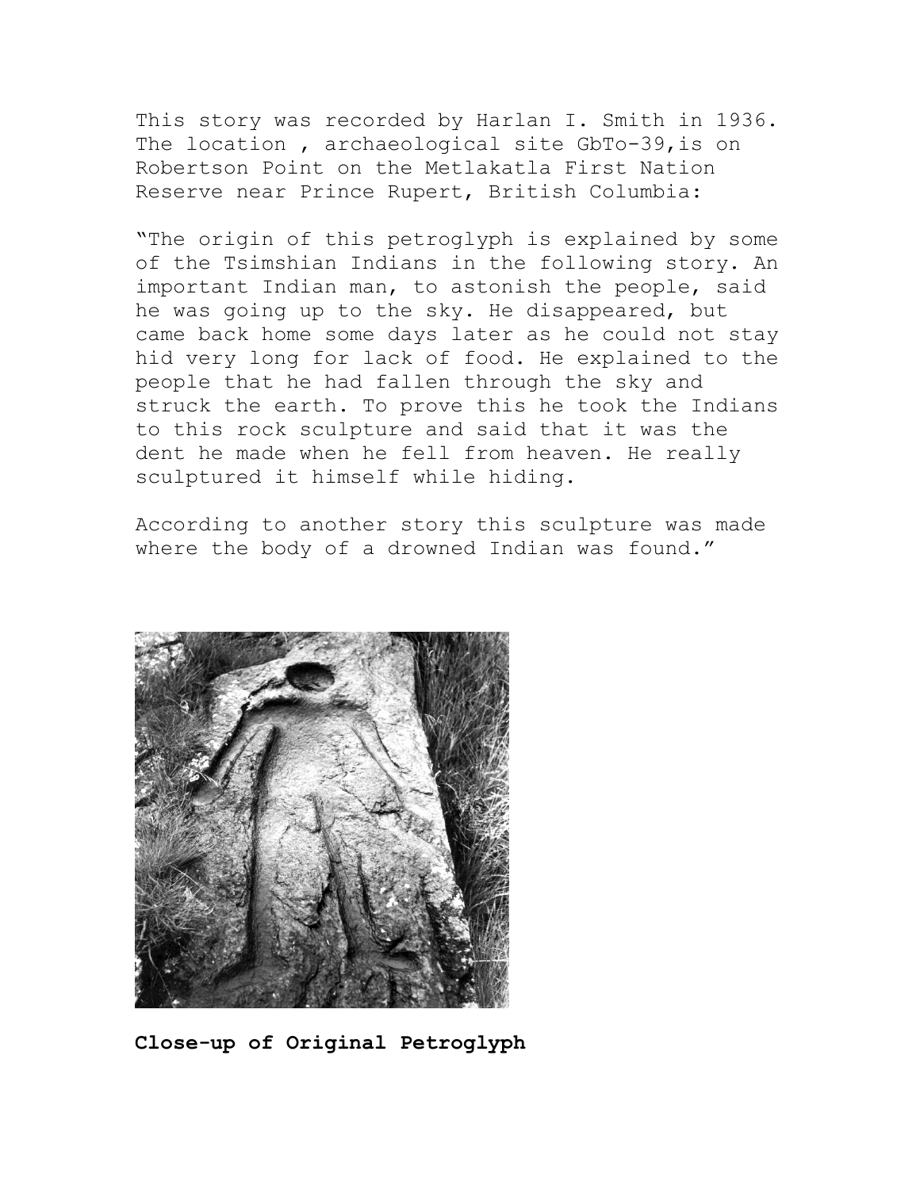This story was recorded by Harlan I. Smith in 1936. The location , archaeological site GbTo-39,is on Robertson Point on the Metlakatla First Nation Reserve near Prince Rupert, British Columbia:

"The origin of this petroglyph is explained by some of the Tsimshian Indians in the following story. An important Indian man, to astonish the people, said he was going up to the sky. He disappeared, but came back home some days later as he could not stay hid very long for lack of food. He explained to the people that he had fallen through the sky and struck the earth. To prove this he took the Indians to this rock sculpture and said that it was the dent he made when he fell from heaven. He really sculptured it himself while hiding.

According to another story this sculpture was made where the body of a drowned Indian was found."

**Close-up of Original Petroglyph**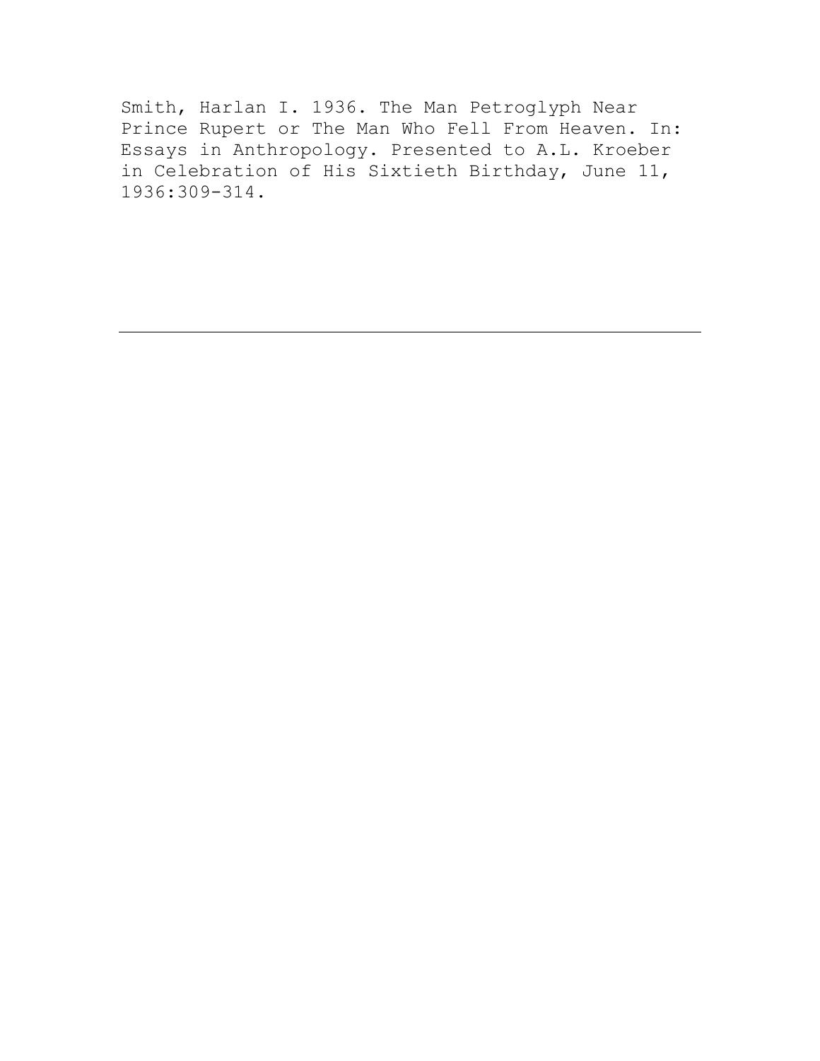Smith, Harlan I. 1936. The Man Petroglyph Near Prince Rupert or The Man Who Fell From Heaven. In: Essays in Anthropology. Presented to A.L. Kroeber in Celebration of His Sixtieth Birthday, June 11, 1936:309-314.

---